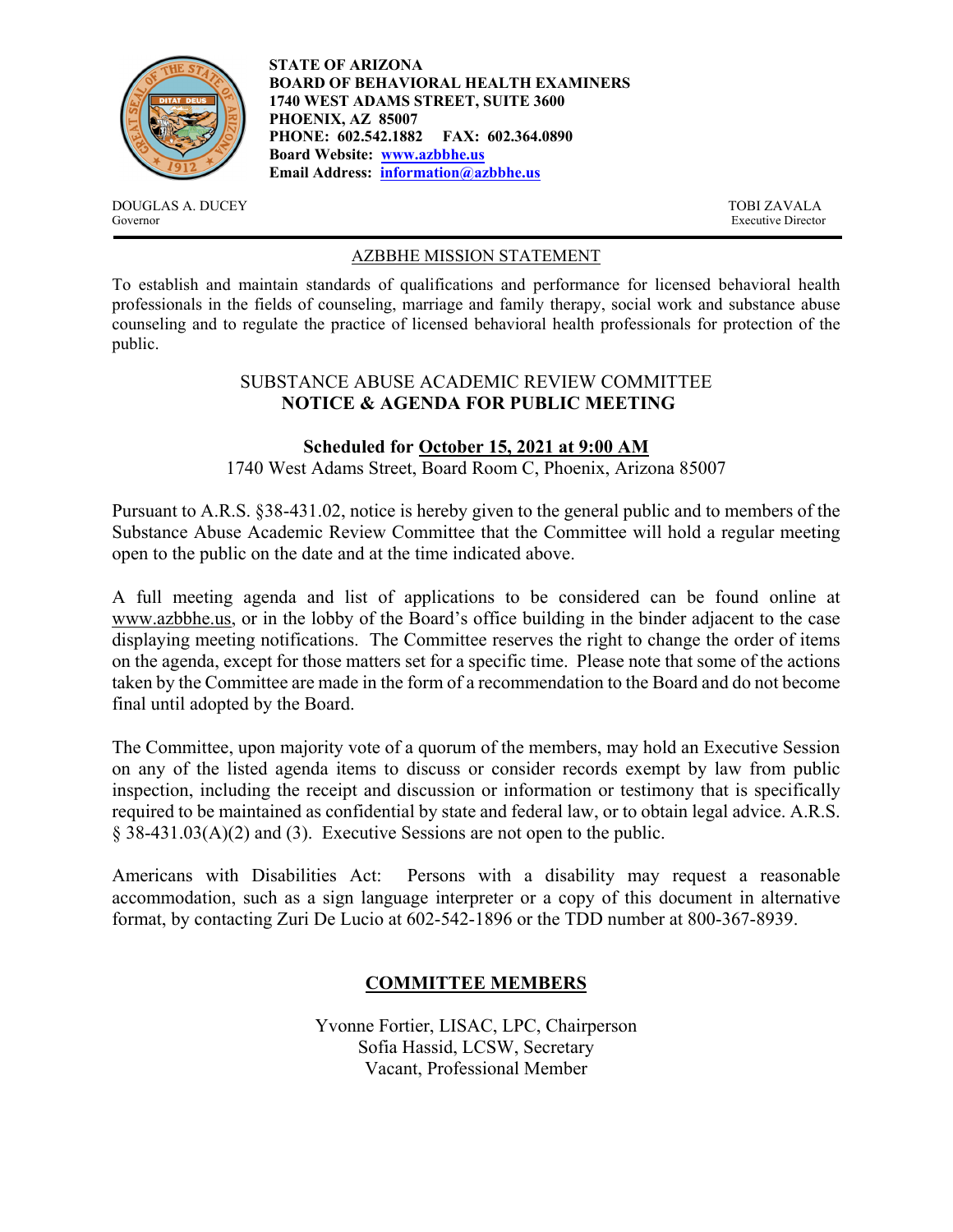**STATE OF ARIZONA**
**BOARD OF BEHAVIORAL HEALTH EXAMINERS**
**1740 WEST ADAMS STREET, SUITE 3600**
**PHOENIX, AZ 85007**
**PHONE: 602.542.1882 FAX: 602.364.0890**
**Board Website: [www.azbbhe.us](http://www.azbbhe.us)**
**Email Address: [information@azbbhe.us](mailto:information@azbbhe.us)**

DOUGLAS A. DUCEY
Governor

TOBI ZAVALA
Executive Director

## AZBBHE MISSION STATEMENT

To establish and maintain standards of qualifications and performance for licensed behavioral health professionals in the fields of counseling, marriage and family therapy, social work and substance abuse counseling and to regulate the practice of licensed behavioral health professionals for protection of the public.

## SUBSTANCE ABUSE ACADEMIC REVIEW COMMITTEE
## **NOTICE & AGENDA FOR PUBLIC MEETING**

### **Scheduled for October 15, 2021 at 9:00 AM**

1740 West Adams Street, Board Room C, Phoenix, Arizona 85007

Pursuant to A.R.S. §38-431.02, notice is hereby given to the general public and to members of the Substance Abuse Academic Review Committee that the Committee will hold a regular meeting open to the public on the date and at the time indicated above.

A full meeting agenda and list of applications to be considered can be found online at www.azbbhe.us, or in the lobby of the Board's office building in the binder adjacent to the case displaying meeting notifications. The Committee reserves the right to change the order of items on the agenda, except for those matters set for a specific time. Please note that some of the actions taken by the Committee are made in the form of a recommendation to the Board and do not become final until adopted by the Board.

The Committee, upon majority vote of a quorum of the members, may hold an Executive Session on any of the listed agenda items to discuss or consider records exempt by law from public inspection, including the receipt and discussion or information or testimony that is specifically required to be maintained as confidential by state and federal law, or to obtain legal advice. A.R.S. § 38-431.03(A)(2) and (3). Executive Sessions are not open to the public.

Americans with Disabilities Act: Persons with a disability may request a reasonable accommodation, such as a sign language interpreter or a copy of this document in alternative format, by contacting Zuri De Lucio at 602-542-1896 or the TDD number at 800-367-8939.

## **COMMITTEE MEMBERS**

Yvonne Fortier, LISAC, LPC, Chairperson
Sofia Hassid, LCSW, Secretary
Vacant, Professional Member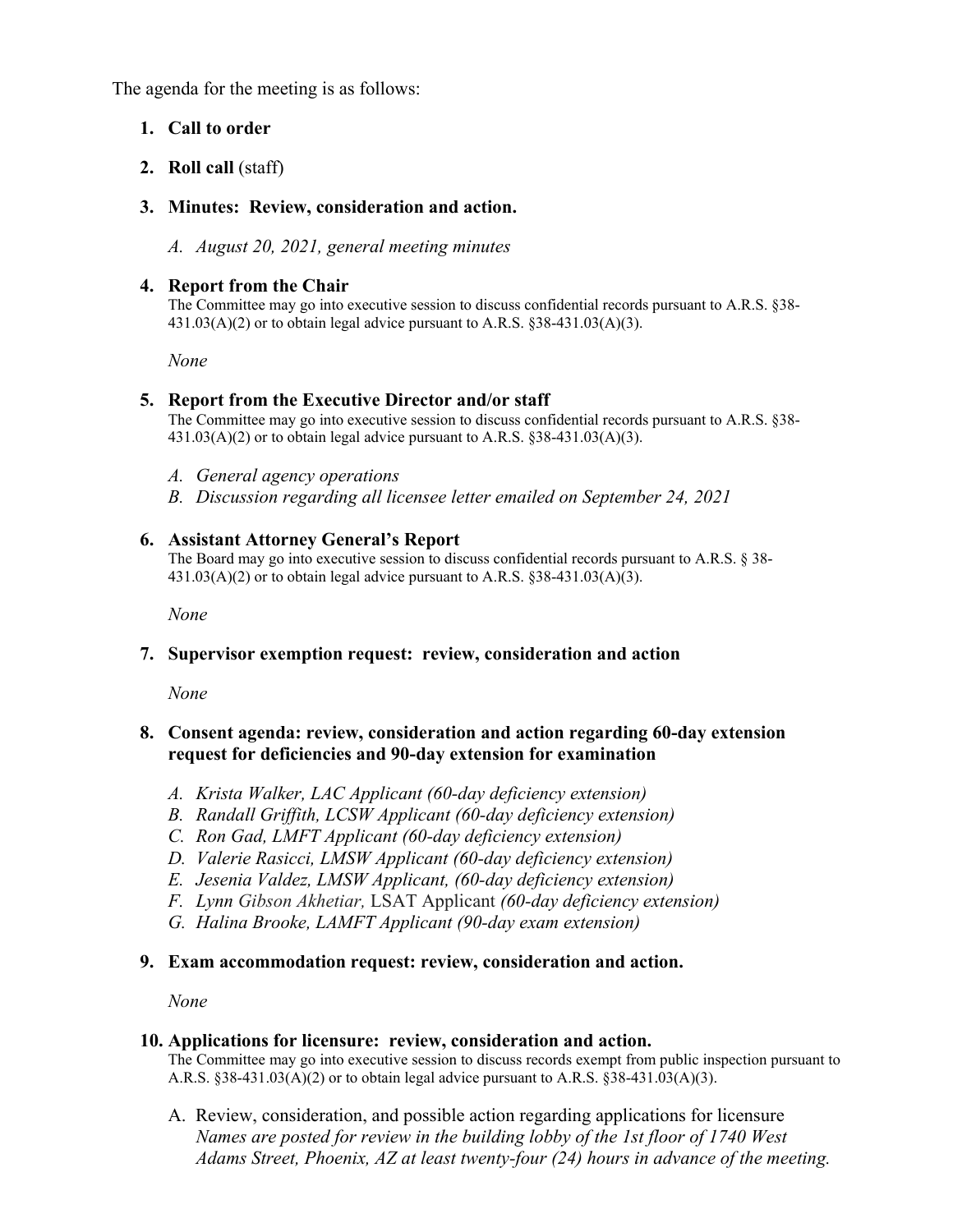The agenda for the meeting is as follows:

1. **Call to order**

2. **Roll call** (staff)

3. **Minutes: Review, consideration and action.**

   A. *August 20, 2021, general meeting minutes*

4. **Report from the Chair**
   The Committee may go into executive session to discuss confidential records pursuant to A.R.S. §38-431.03(A)(2) or to obtain legal advice pursuant to A.R.S. §38-431.03(A)(3).

   *None*

5. **Report from the Executive Director and/or staff**
   The Committee may go into executive session to discuss confidential records pursuant to A.R.S. §38-431.03(A)(2) or to obtain legal advice pursuant to A.R.S. §38-431.03(A)(3).

   A. *General agency operations*
   B. *Discussion regarding all licensee letter emailed on September 24, 2021*

6. **Assistant Attorney General's Report**
   The Board may go into executive session to discuss confidential records pursuant to A.R.S. § 38-431.03(A)(2) or to obtain legal advice pursuant to A.R.S. §38-431.03(A)(3).

   *None*

7. **Supervisor exemption request: review, consideration and action**

   *None*

8. **Consent agenda: review, consideration and action regarding 60-day extension request for deficiencies and 90-day extension for examination**

   A. *Krista Walker, LAC Applicant (60-day deficiency extension)*
   B. *Randall Griffith, LCSW Applicant (60-day deficiency extension)*
   C. *Ron Gad, LMFT Applicant (60-day deficiency extension)*
   D. *Valerie Rasicci, LMSW Applicant (60-day deficiency extension)*
   E. *Jesenia Valdez, LMSW Applicant, (60-day deficiency extension)*
   F. *Lynn Gibson Akhetiar,* LSAT Applicant *(60-day deficiency extension)*
   G. *Halina Brooke, LAMFT Applicant (90-day exam extension)*

9. **Exam accommodation request: review, consideration and action.**

   *None*

10. **Applications for licensure: review, consideration and action.**
    The Committee may go into executive session to discuss records exempt from public inspection pursuant to A.R.S. §38-431.03(A)(2) or to obtain legal advice pursuant to A.R.S. §38-431.03(A)(3).

    A. Review, consideration, and possible action regarding applications for licensure
       *Names are posted for review in the building lobby of the 1st floor of 1740 West Adams Street, Phoenix, AZ at least twenty-four (24) hours in advance of the meeting.*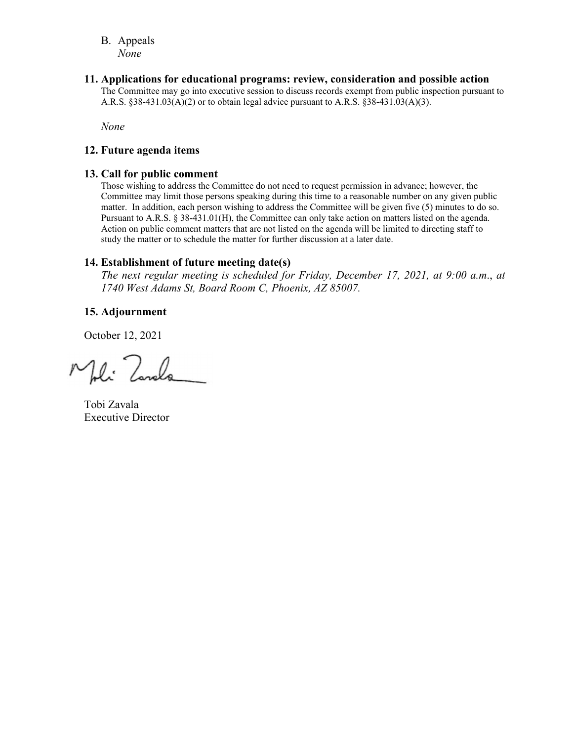B. Appeals
   *None*

**11. Applications for educational programs: review, consideration and possible action**

The Committee may go into executive session to discuss records exempt from public inspection pursuant to A.R.S. §38-431.03(A)(2) or to obtain legal advice pursuant to A.R.S. §38-431.03(A)(3).

*None*

**12. Future agenda items**

**13. Call for public comment**

Those wishing to address the Committee do not need to request permission in advance; however, the Committee may limit those persons speaking during this time to a reasonable number on any given public matter. In addition, each person wishing to address the Committee will be given five (5) minutes to do so. Pursuant to A.R.S. § 38-431.01(H), the Committee can only take action on matters listed on the agenda. Action on public comment matters that are not listed on the agenda will be limited to directing staff to study the matter or to schedule the matter for further discussion at a later date.

**14. Establishment of future meeting date(s)**

*The next regular meeting is scheduled for Friday, December 17, 2021, at 9:00 a.m., at 1740 West Adams St, Board Room C, Phoenix, AZ 85007.*

**15. Adjournment**

October 12, 2021

Tobi Zavala
Executive Director